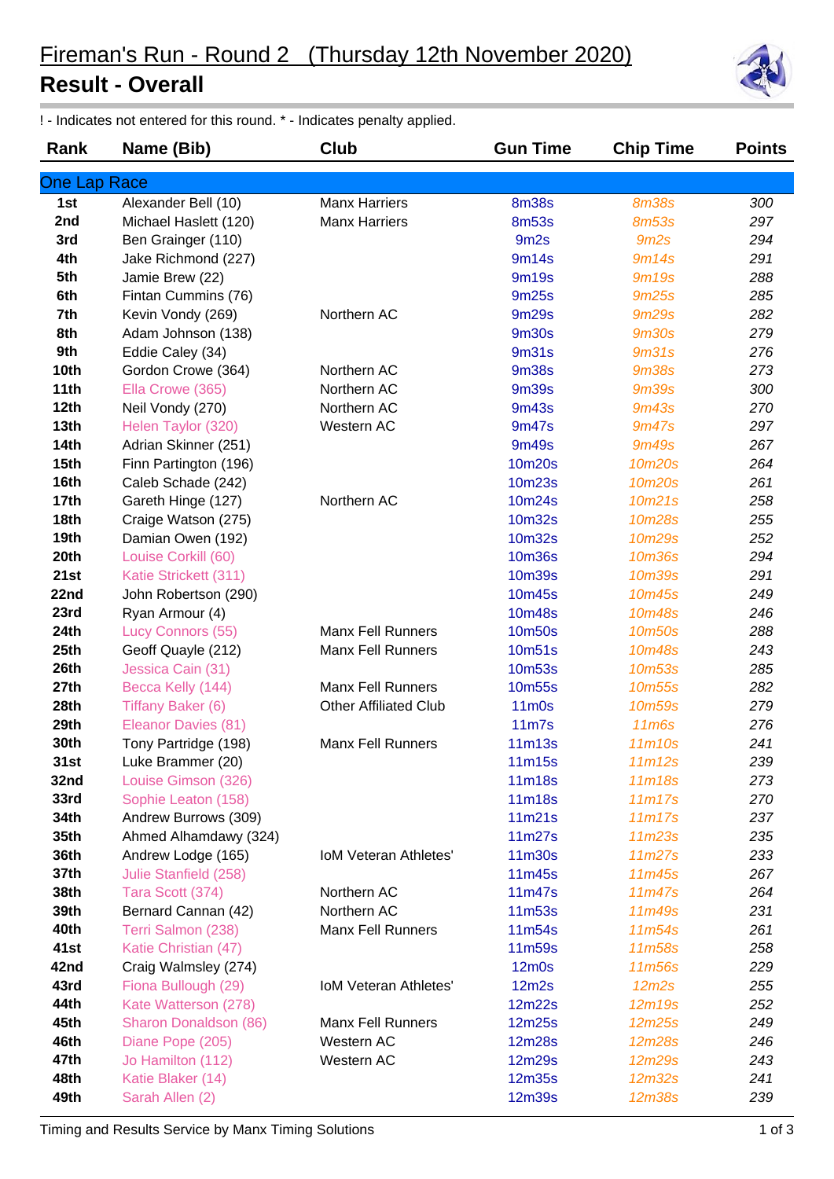# Fireman's Run - Round 2 (Thursday 12th November 2020)

## Result - Overall

! - Indicates not entered for this round. * - Indicates penalty applied.

| Rank | Name (Bib) | Club | Gun Time | Chip Time | Points |
|---|---|---|---|---|---|
| **One Lap Race** | | | | | |
| 1st | Alexander Bell (10) | Manx Harriers | 8m38s | 8m38s | 300 |
| 2nd | Michael Haslett (120) | Manx Harriers | 8m53s | 8m53s | 297 |
| 3rd | Ben Grainger (110) | | 9m2s | 9m2s | 294 |
| 4th | Jake Richmond (227) | | 9m14s | 9m14s | 291 |
| 5th | Jamie Brew (22) | | 9m19s | 9m19s | 288 |
| 6th | Fintan Cummins (76) | | 9m25s | 9m25s | 285 |
| 7th | Kevin Vondy (269) | Northern AC | 9m29s | 9m29s | 282 |
| 8th | Adam Johnson (138) | | 9m30s | 9m30s | 279 |
| 9th | Eddie Caley (34) | | 9m31s | 9m31s | 276 |
| 10th | Gordon Crowe (364) | Northern AC | 9m38s | 9m38s | 273 |
| 11th | Ella Crowe (365) | Northern AC | 9m39s | 9m39s | 300 |
| 12th | Neil Vondy (270) | Northern AC | 9m43s | 9m43s | 270 |
| 13th | Helen Taylor (320) | Western AC | 9m47s | 9m47s | 297 |
| 14th | Adrian Skinner (251) | | 9m49s | 9m49s | 267 |
| 15th | Finn Partington (196) | | 10m20s | 10m20s | 264 |
| 16th | Caleb Schade (242) | | 10m23s | 10m20s | 261 |
| 17th | Gareth Hinge (127) | Northern AC | 10m24s | 10m21s | 258 |
| 18th | Craige Watson (275) | | 10m32s | 10m28s | 255 |
| 19th | Damian Owen (192) | | 10m32s | 10m29s | 252 |
| 20th | Louise Corkill (60) | | 10m36s | 10m36s | 294 |
| 21st | Katie Strickett (311) | | 10m39s | 10m39s | 291 |
| 22nd | John Robertson (290) | | 10m45s | 10m45s | 249 |
| 23rd | Ryan Armour (4) | | 10m48s | 10m48s | 246 |
| 24th | Lucy Connors (55) | Manx Fell Runners | 10m50s | 10m50s | 288 |
| 25th | Geoff Quayle (212) | Manx Fell Runners | 10m51s | 10m48s | 243 |
| 26th | Jessica Cain (31) | | 10m53s | 10m53s | 285 |
| 27th | Becca Kelly (144) | Manx Fell Runners | 10m55s | 10m55s | 282 |
| 28th | Tiffany Baker (6) | Other Affiliated Club | 11m0s | 10m59s | 279 |
| 29th | Eleanor Davies (81) | | 11m7s | 11m6s | 276 |
| 30th | Tony Partridge (198) | Manx Fell Runners | 11m13s | 11m10s | 241 |
| 31st | Luke Brammer (20) | | 11m15s | 11m12s | 239 |
| 32nd | Louise Gimson (326) | | 11m18s | 11m18s | 273 |
| 33rd | Sophie Leaton (158) | | 11m18s | 11m17s | 270 |
| 34th | Andrew Burrows (309) | | 11m21s | 11m17s | 237 |
| 35th | Ahmed Alhamdawy (324) | | 11m27s | 11m23s | 235 |
| 36th | Andrew Lodge (165) | IoM Veteran Athletes' | 11m30s | 11m27s | 233 |
| 37th | Julie Stanfield (258) | | 11m45s | 11m45s | 267 |
| 38th | Tara Scott (374) | Northern AC | 11m47s | 11m47s | 264 |
| 39th | Bernard Cannan (42) | Northern AC | 11m53s | 11m49s | 231 |
| 40th | Terri Salmon (238) | Manx Fell Runners | 11m54s | 11m54s | 261 |
| 41st | Katie Christian (47) | | 11m59s | 11m58s | 258 |
| 42nd | Craig Walmsley (274) | | 12m0s | 11m56s | 229 |
| 43rd | Fiona Bullough (29) | IoM Veteran Athletes' | 12m2s | 12m2s | 255 |
| 44th | Kate Watterson (278) | | 12m22s | 12m19s | 252 |
| 45th | Sharon Donaldson (86) | Manx Fell Runners | 12m25s | 12m25s | 249 |
| 46th | Diane Pope (205) | Western AC | 12m28s | 12m28s | 246 |
| 47th | Jo Hamilton (112) | Western AC | 12m29s | 12m29s | 243 |
| 48th | Katie Blaker (14) | | 12m35s | 12m32s | 241 |
| 49th | Sarah Allen (2) | | 12m39s | 12m38s | 239 |

Timing and Results Service by Manx Timing Solutions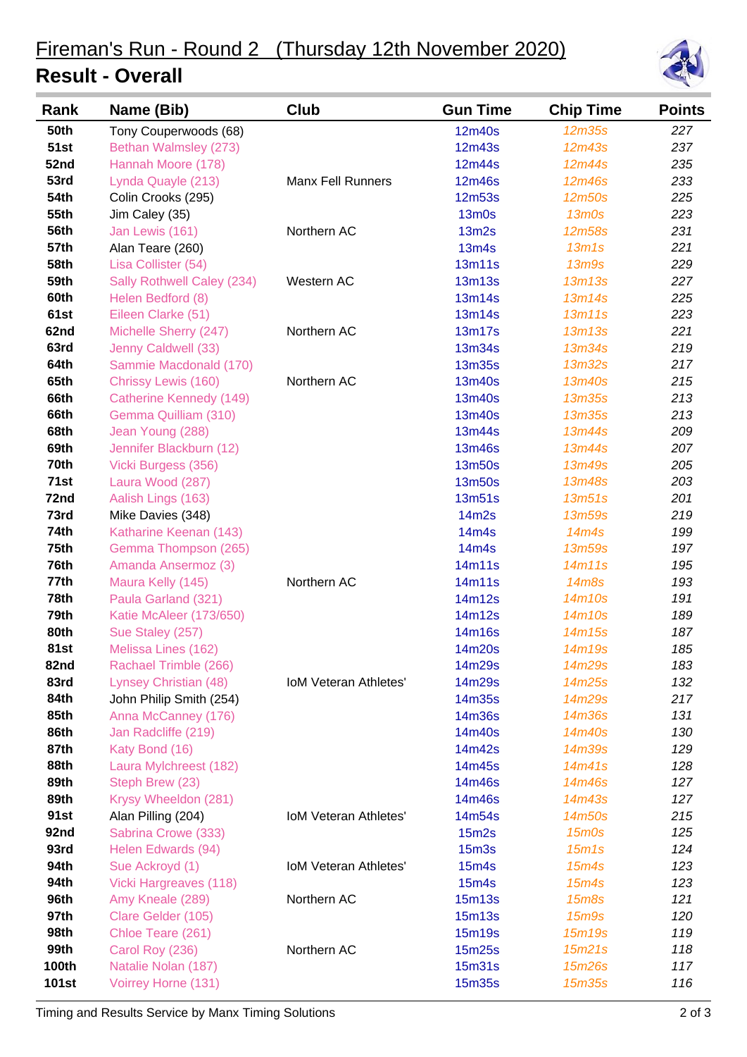# Fireman's Run - Round 2 (Thursday 12th November 2020)

## Result - Overall

| Rank | Name (Bib) | Club | Gun Time | Chip Time | Points |
|---|---|---|---|---|---|
| 50th | Tony Couperwoods (68) | | 12m40s | 12m35s | 227 |
| 51st | Bethan Walmsley (273) | | 12m43s | 12m43s | 237 |
| 52nd | Hannah Moore (178) | | 12m44s | 12m44s | 235 |
| 53rd | Lynda Quayle (213) | Manx Fell Runners | 12m46s | 12m46s | 233 |
| 54th | Colin Crooks (295) | | 12m53s | 12m50s | 225 |
| 55th | Jim Caley (35) | | 13m0s | 13m0s | 223 |
| 56th | Jan Lewis (161) | Northern AC | 13m2s | 12m58s | 231 |
| 57th | Alan Teare (260) | | 13m4s | 13m1s | 221 |
| 58th | Lisa Collister (54) | | 13m11s | 13m9s | 229 |
| 59th | Sally Rothwell Caley (234) | Western AC | 13m13s | 13m13s | 227 |
| 60th | Helen Bedford (8) | | 13m14s | 13m14s | 225 |
| 61st | Eileen Clarke (51) | | 13m14s | 13m11s | 223 |
| 62nd | Michelle Sherry (247) | Northern AC | 13m17s | 13m13s | 221 |
| 63rd | Jenny Caldwell (33) | | 13m34s | 13m34s | 219 |
| 64th | Sammie Macdonald (170) | | 13m35s | 13m32s | 217 |
| 65th | Chrissy Lewis (160) | Northern AC | 13m40s | 13m40s | 215 |
| 66th | Catherine Kennedy (149) | | 13m40s | 13m35s | 213 |
| 66th | Gemma Quilliam (310) | | 13m40s | 13m35s | 213 |
| 68th | Jean Young (288) | | 13m44s | 13m44s | 209 |
| 69th | Jennifer Blackburn (12) | | 13m46s | 13m44s | 207 |
| 70th | Vicki Burgess (356) | | 13m50s | 13m49s | 205 |
| 71st | Laura Wood (287) | | 13m50s | 13m48s | 203 |
| 72nd | Aalish Lings (163) | | 13m51s | 13m51s | 201 |
| 73rd | Mike Davies (348) | | 14m2s | 13m59s | 219 |
| 74th | Katharine Keenan (143) | | 14m4s | 14m4s | 199 |
| 75th | Gemma Thompson (265) | | 14m4s | 13m59s | 197 |
| 76th | Amanda Ansermoz (3) | | 14m11s | 14m11s | 195 |
| 77th | Maura Kelly (145) | Northern AC | 14m11s | 14m8s | 193 |
| 78th | Paula Garland (321) | | 14m12s | 14m10s | 191 |
| 79th | Katie McAleer (173/650) | | 14m12s | 14m10s | 189 |
| 80th | Sue Staley (257) | | 14m16s | 14m15s | 187 |
| 81st | Melissa Lines (162) | | 14m20s | 14m19s | 185 |
| 82nd | Rachael Trimble (266) | | 14m29s | 14m29s | 183 |
| 83rd | Lynsey Christian (48) | IoM Veteran Athletes' | 14m29s | 14m25s | 132 |
| 84th | John Philip Smith (254) | | 14m35s | 14m29s | 217 |
| 85th | Anna McCanney (176) | | 14m36s | 14m36s | 131 |
| 86th | Jan Radcliffe (219) | | 14m40s | 14m40s | 130 |
| 87th | Katy Bond (16) | | 14m42s | 14m39s | 129 |
| 88th | Laura Mylchreest (182) | | 14m45s | 14m41s | 128 |
| 89th | Steph Brew (23) | | 14m46s | 14m46s | 127 |
| 89th | Krysy Wheeldon (281) | | 14m46s | 14m43s | 127 |
| 91st | Alan Pilling (204) | IoM Veteran Athletes' | 14m54s | 14m50s | 215 |
| 92nd | Sabrina Crowe (333) | | 15m2s | 15m0s | 125 |
| 93rd | Helen Edwards (94) | | 15m3s | 15m1s | 124 |
| 94th | Sue Ackroyd (1) | IoM Veteran Athletes' | 15m4s | 15m4s | 123 |
| 94th | Vicki Hargreaves (118) | | 15m4s | 15m4s | 123 |
| 96th | Amy Kneale (289) | Northern AC | 15m13s | 15m8s | 121 |
| 97th | Clare Gelder (105) | | 15m13s | 15m9s | 120 |
| 98th | Chloe Teare (261) | | 15m19s | 15m19s | 119 |
| 99th | Carol Roy (236) | Northern AC | 15m25s | 15m21s | 118 |
| 100th | Natalie Nolan (187) | | 15m31s | 15m26s | 117 |
| 101st | Voirrey Horne (131) | | 15m35s | 15m35s | 116 |

Timing and Results Service by Manx Timing Solutions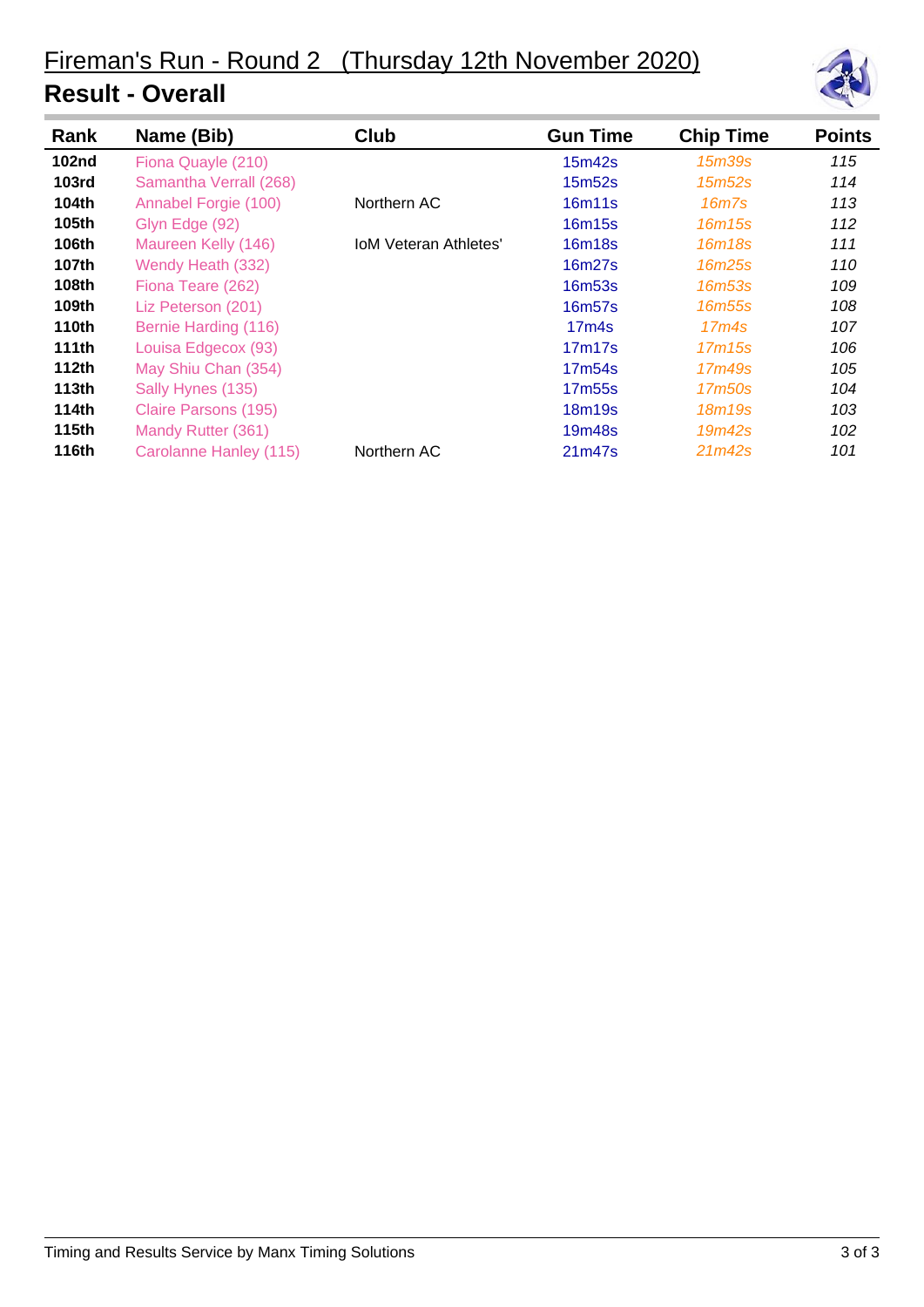# Fireman's Run - Round 2 (Thursday 12th November 2020)

## Result - Overall

| Rank | Name (Bib) | Club | Gun Time | Chip Time | Points |
|---|---|---|---|---|---|
| **102nd** | Fiona Quayle (210) | | 15m42s | *15m39s* | *115* |
| **103rd** | Samantha Verrall (268) | | 15m52s | *15m52s* | *114* |
| **104th** | Annabel Forgie (100) | Northern AC | 16m11s | *16m7s* | *113* |
| **105th** | Glyn Edge (92) | | 16m15s | *16m15s* | *112* |
| **106th** | Maureen Kelly (146) | IoM Veteran Athletes' | 16m18s | *16m18s* | *111* |
| **107th** | Wendy Heath (332) | | 16m27s | *16m25s* | *110* |
| **108th** | Fiona Teare (262) | | 16m53s | *16m53s* | *109* |
| **109th** | Liz Peterson (201) | | 16m57s | *16m55s* | *108* |
| **110th** | Bernie Harding (116) | | 17m4s | *17m4s* | *107* |
| **111th** | Louisa Edgecox (93) | | 17m17s | *17m15s* | *106* |
| **112th** | May Shiu Chan (354) | | 17m54s | *17m49s* | *105* |
| **113th** | Sally Hynes (135) | | 17m55s | *17m50s* | *104* |
| **114th** | Claire Parsons (195) | | 18m19s | *18m19s* | *103* |
| **115th** | Mandy Rutter (361) | | 19m48s | *19m42s* | *102* |
| **116th** | Carolanne Hanley (115) | Northern AC | 21m47s | *21m42s* | *101* |

Timing and Results Service by Manx Timing Solutions